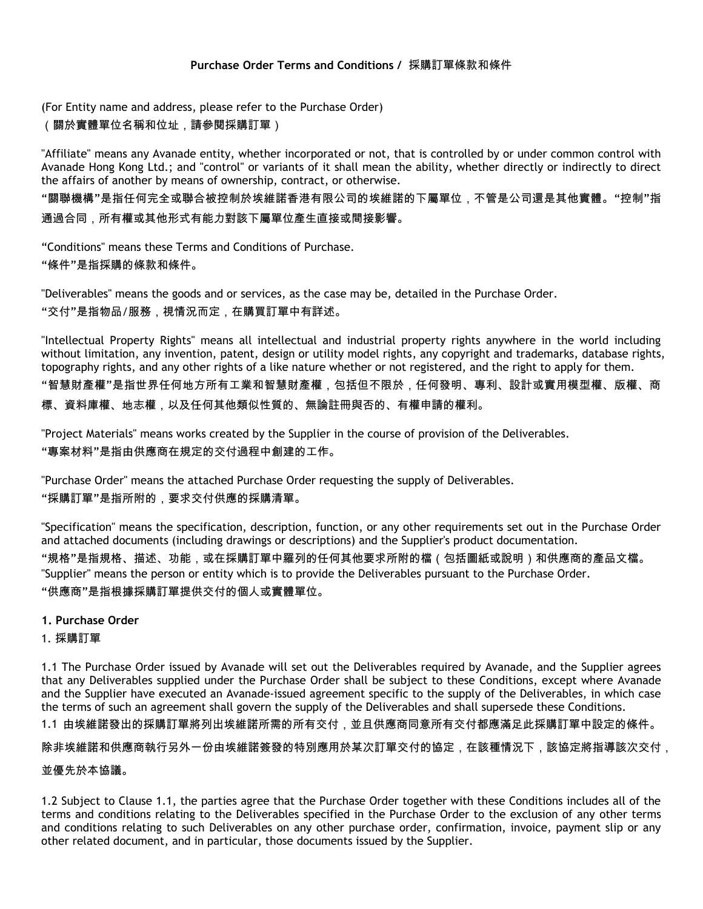**Purchase Order Terms and Conditions /** 採購訂單條款和條件

(For Entity name and address, please refer to the Purchase Order)

（關於實體單位名稱和位址，請參閱採購訂單）

"Affiliate" means any Avanade entity, whether incorporated or not, that is controlled by or under common control with Avanade Hong Kong Ltd.; and "control" or variants of it shall mean the ability, whether directly or indirectly to direct the affairs of another by means of ownership, contract, or otherwise.

"關聯機構"是指任何完全或聯合被控制於埃維諾香港有限公司的埃維諾的下屬單位，不管是公司還是其他實體。"控制"指通過合同，所有權或其他形式有能力對該下屬單位產生直接或間接影響。

"Conditions" means these Terms and Conditions of Purchase.

"條件"是指採購的條款和條件。

"Deliverables" means the goods and or services, as the case may be, detailed in the Purchase Order.

"交付"是指物品/服務，視情況而定，在購買訂單中有詳述。

"Intellectual Property Rights" means all intellectual and industrial property rights anywhere in the world including without limitation, any invention, patent, design or utility model rights, any copyright and trademarks, database rights, topography rights, and any other rights of a like nature whether or not registered, and the right to apply for them.

"智慧財產權"是指世界任何地方所有工業和智慧財產權，包括但不限於，任何發明、專利、設計或實用模型權、版權、商標、資料庫權、地志權，以及任何其他類似性質的、無論註冊與否的、有權申請的權利。

"Project Materials" means works created by the Supplier in the course of provision of the Deliverables.

"專案材料"是指由供應商在規定的交付過程中創建的工作。

"Purchase Order" means the attached Purchase Order requesting the supply of Deliverables.

"採購訂單"是指所附的，要求交付供應的採購清單。

"Specification" means the specification, description, function, or any other requirements set out in the Purchase Order and attached documents (including drawings or descriptions) and the Supplier's product documentation.

"規格"是指規格、描述、功能，或在採購訂單中羅列的任何其他要求所附的檔（包括圖紙或說明）和供應商的產品文檔。

"Supplier" means the person or entity which is to provide the Deliverables pursuant to the Purchase Order.

"供應商"是指根據採購訂單提供交付的個人或實體單位。

**1. Purchase Order**

1. 採購訂單

1.1 The Purchase Order issued by Avanade will set out the Deliverables required by Avanade, and the Supplier agrees that any Deliverables supplied under the Purchase Order shall be subject to these Conditions, except where Avanade and the Supplier have executed an Avanade-issued agreement specific to the supply of the Deliverables, in which case the terms of such an agreement shall govern the supply of the Deliverables and shall supersede these Conditions.

1.1 由埃維諾發出的採購訂單將列出埃維諾所需的所有交付，並且供應商同意所有交付都應滿足此採購訂單中設定的條件。除非埃維諾和供應商執行另外一份由埃維諾簽發的特別應用於某次訂單交付的協定，在該種情況下，該協定將指導該次交付，並優先於本協議。

1.2 Subject to Clause 1.1, the parties agree that the Purchase Order together with these Conditions includes all of the terms and conditions relating to the Deliverables specified in the Purchase Order to the exclusion of any other terms and conditions relating to such Deliverables on any other purchase order, confirmation, invoice, payment slip or any other related document, and in particular, those documents issued by the Supplier.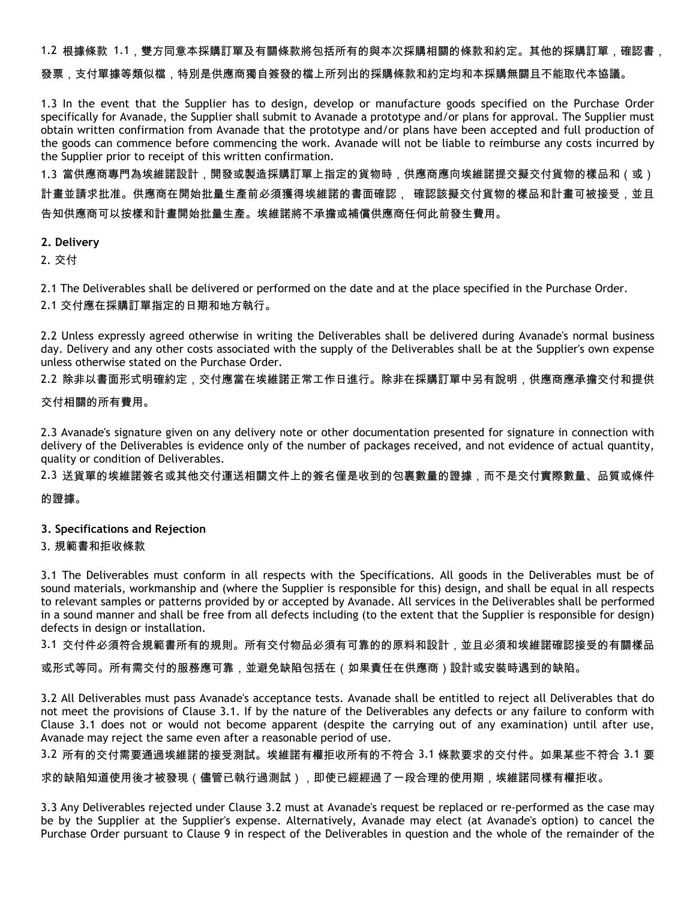1.2 根據條款 1.1，雙方同意本採購訂單及有關條款將包括所有的與本次採購相關的條款和約定。其他的採購訂單，確認書，發票，支付單據等類似檔，特別是供應商獨自簽發的檔上所列出的採購條款和約定均和本採購無關且不能取代本協議。

1.3 In the event that the Supplier has to design, develop or manufacture goods specified on the Purchase Order specifically for Avanade, the Supplier shall submit to Avanade a prototype and/or plans for approval. The Supplier must obtain written confirmation from Avanade that the prototype and/or plans have been accepted and full production of the goods can commence before commencing the work. Avanade will not be liable to reimburse any costs incurred by the Supplier prior to receipt of this written confirmation.

1.3 當供應商專門為埃維諾設計，開發或製造採購訂單上指定的貨物時，供應商應向埃維諾提交擬交付貨物的樣品和（或）計畫並請求批准。供應商在開始批量生產前必須獲得埃維諾的書面確認， 確認該擬交付貨物的樣品和計畫可被接受，並且告知供應商可以按樣和計畫開始批量生產。埃維諾將不承擔或補償供應商任何此前發生費用。

**2. Delivery**

2. 交付

2.1 The Deliverables shall be delivered or performed on the date and at the place specified in the Purchase Order.

2.1 交付應在採購訂單指定的日期和地方執行。

2.2 Unless expressly agreed otherwise in writing the Deliverables shall be delivered during Avanade's normal business day. Delivery and any other costs associated with the supply of the Deliverables shall be at the Supplier's own expense unless otherwise stated on the Purchase Order.

2.2 除非以書面形式明確約定，交付應當在埃維諾正常工作日進行。除非在採購訂單中另有說明，供應商應承擔交付和提供交付相關的所有費用。

2.3 Avanade's signature given on any delivery note or other documentation presented for signature in connection with delivery of the Deliverables is evidence only of the number of packages received, and not evidence of actual quantity, quality or condition of Deliverables.

2.3 送貨單的埃維諾簽名或其他交付運送相關文件上的簽名僅是收到的包裹數量的證據，而不是交付實際數量、品質或條件的證據。

**3. Specifications and Rejection**

3. 規範書和拒收條款

3.1 The Deliverables must conform in all respects with the Specifications. All goods in the Deliverables must be of sound materials, workmanship and (where the Supplier is responsible for this) design, and shall be equal in all respects to relevant samples or patterns provided by or accepted by Avanade. All services in the Deliverables shall be performed in a sound manner and shall be free from all defects including (to the extent that the Supplier is responsible for design) defects in design or installation.

3.1 交付件必須符合規範書所有的規則。所有交付物品必須有可靠的的原料和設計，並且必須和埃維諾確認接受的有關樣品或形式等同。所有需交付的服務應可靠，並避免缺陷包括在（如果責任在供應商）設計或安裝時遇到的缺陷。

3.2 All Deliverables must pass Avanade's acceptance tests. Avanade shall be entitled to reject all Deliverables that do not meet the provisions of Clause 3.1. If by the nature of the Deliverables any defects or any failure to conform with Clause 3.1 does not or would not become apparent (despite the carrying out of any examination) until after use, Avanade may reject the same even after a reasonable period of use.

3.2 所有的交付需要通過埃維諾的接受測試。埃維諾有權拒收所有的不符合 3.1 條款要求的交付件。如果某些不符合 3.1 要求的缺陷知道使用後才被發現（儘管已執行過測試），即使已經經過了一段合理的使用期，埃維諾同樣有權拒收。

3.3 Any Deliverables rejected under Clause 3.2 must at Avanade's request be replaced or re-performed as the case may be by the Supplier at the Supplier's expense. Alternatively, Avanade may elect (at Avanade's option) to cancel the Purchase Order pursuant to Clause 9 in respect of the Deliverables in question and the whole of the remainder of the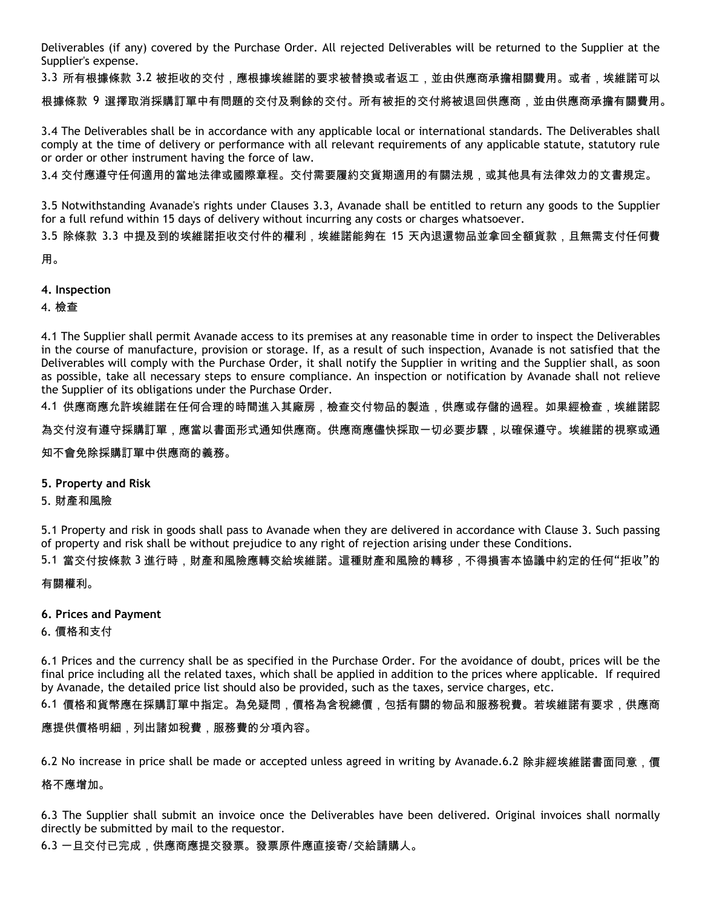Deliverables (if any) covered by the Purchase Order. All rejected Deliverables will be returned to the Supplier at the Supplier's expense.

3.3 所有根據條款 3.2 被拒收的交付，應根據埃維諾的要求被替換或者返工，並由供應商承擔相關費用。或者，埃維諾可以根據條款 9 選擇取消採購訂單中有問題的交付及剩餘的交付。所有被拒的交付將被退回供應商，並由供應商承擔有關費用。

3.4 The Deliverables shall be in accordance with any applicable local or international standards. The Deliverables shall comply at the time of delivery or performance with all relevant requirements of any applicable statute, statutory rule or order or other instrument having the force of law.

3.4 交付應遵守任何適用的當地法律或國際章程。交付需要履約交貨期適用的有關法規，或其他具有法律效力的文書規定。

3.5 Notwithstanding Avanade's rights under Clauses 3.3, Avanade shall be entitled to return any goods to the Supplier for a full refund within 15 days of delivery without incurring any costs or charges whatsoever.

3.5 除條款 3.3 中提及到的埃維諾拒收交付件的權利，埃維諾能夠在 15 天內退還物品並拿回全額貨款，且無需支付任何費用。

**4. Inspection**

4. 檢查

4.1 The Supplier shall permit Avanade access to its premises at any reasonable time in order to inspect the Deliverables in the course of manufacture, provision or storage. If, as a result of such inspection, Avanade is not satisfied that the Deliverables will comply with the Purchase Order, it shall notify the Supplier in writing and the Supplier shall, as soon as possible, take all necessary steps to ensure compliance. An inspection or notification by Avanade shall not relieve the Supplier of its obligations under the Purchase Order.

4.1 供應商應允許埃維諾在任何合理的時間進入其廠房，檢查交付物品的製造，供應或存儲的過程。如果經檢查，埃維諾認為交付沒有遵守採購訂單，應當以書面形式通知供應商。供應商應儘快採取一切必要步驟，以確保遵守。埃維諾的視察或通知不會免除採購訂單中供應商的義務。

**5. Property and Risk**

5. 財產和風險

5.1 Property and risk in goods shall pass to Avanade when they are delivered in accordance with Clause 3. Such passing of property and risk shall be without prejudice to any right of rejection arising under these Conditions.

5.1 當交付按條款 3 進行時，財產和風險應轉交給埃維諾。這種財產和風險的轉移，不得損害本協議中約定的任何“拒收”的有關權利。

**6. Prices and Payment**

6. 價格和支付

6.1 Prices and the currency shall be as specified in the Purchase Order. For the avoidance of doubt, prices will be the final price including all the related taxes, which shall be applied in addition to the prices where applicable. If required by Avanade, the detailed price list should also be provided, such as the taxes, service charges, etc.

6.1 價格和貨幣應在採購訂單中指定。為免疑問，價格為含稅總價，包括有關的物品和服務稅費。若埃維諾有要求，供應商應提供價格明細，列出諸如稅費，服務費的分項內容。

6.2 No increase in price shall be made or accepted unless agreed in writing by Avanade.6.2 除非經埃維諾書面同意，價格不應增加。

6.3 The Supplier shall submit an invoice once the Deliverables have been delivered. Original invoices shall normally directly be submitted by mail to the requestor.

6.3 一旦交付已完成，供應商應提交發票。發票原件應直接寄/交給請購人。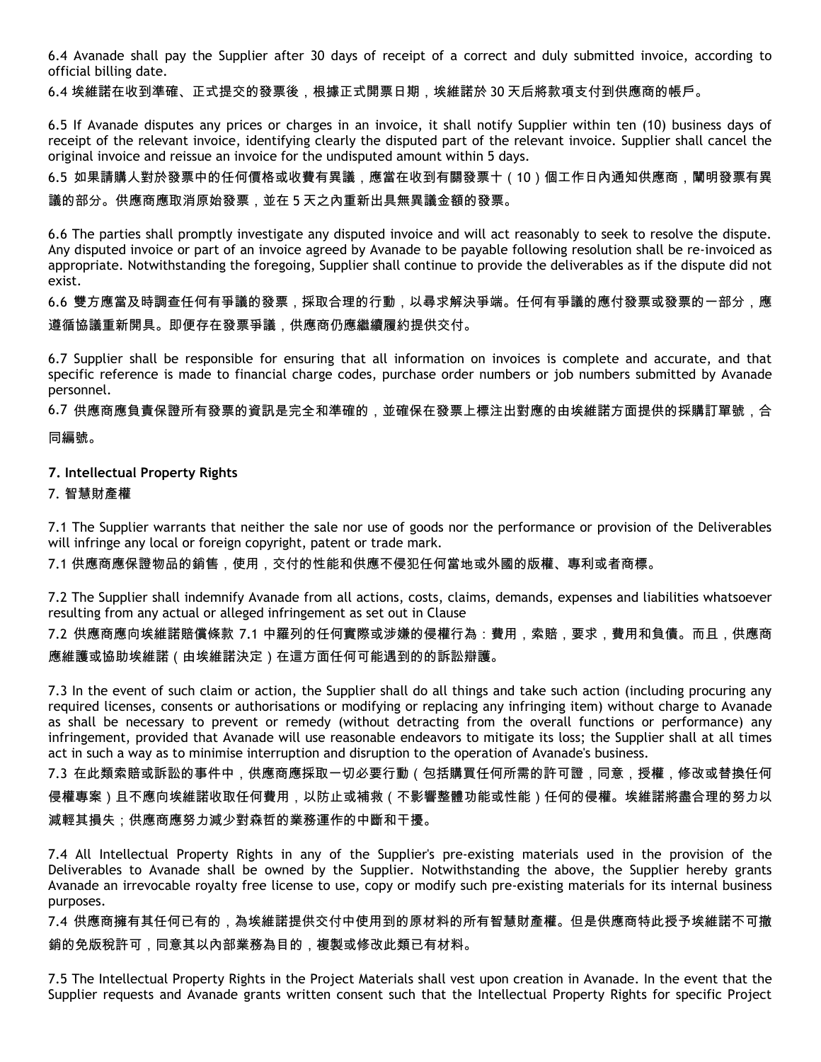6.4 Avanade shall pay the Supplier after 30 days of receipt of a correct and duly submitted invoice, according to official billing date.

6.4 埃維諾在收到準確、正式提交的發票後，根據正式開票日期，埃維諾於 30 天后將款項支付到供應商的帳戶。

6.5 If Avanade disputes any prices or charges in an invoice, it shall notify Supplier within ten (10) business days of receipt of the relevant invoice, identifying clearly the disputed part of the relevant invoice. Supplier shall cancel the original invoice and reissue an invoice for the undisputed amount within 5 days.

6.5 如果請購人對於發票中的任何價格或收費有異議，應當在收到有關發票十（10）個工作日內通知供應商，闡明發票有異議的部分。供應商應取消原始發票，並在 5 天之內重新出具無異議金額的發票。

6.6 The parties shall promptly investigate any disputed invoice and will act reasonably to seek to resolve the dispute. Any disputed invoice or part of an invoice agreed by Avanade to be payable following resolution shall be re-invoiced as appropriate. Notwithstanding the foregoing, Supplier shall continue to provide the deliverables as if the dispute did not exist.

6.6 雙方應當及時調查任何有爭議的發票，採取合理的行動，以尋求解決爭端。任何有爭議的應付發票或發票的一部分，應遵循協議重新開具。即便存在發票爭議，供應商仍應繼續履約提供交付。

6.7 Supplier shall be responsible for ensuring that all information on invoices is complete and accurate, and that specific reference is made to financial charge codes, purchase order numbers or job numbers submitted by Avanade personnel.

6.7 供應商應負責保證所有發票的資訊是完全和準確的，並確保在發票上標注出對應的由埃維諾方面提供的採購訂單號，合同編號。

## 7. Intellectual Property Rights

## 7. 智慧財產權

7.1 The Supplier warrants that neither the sale nor use of goods nor the performance or provision of the Deliverables will infringe any local or foreign copyright, patent or trade mark.

7.1 供應商應保證物品的銷售，使用，交付的性能和供應不侵犯任何當地或外國的版權、專利或者商標。

7.2 The Supplier shall indemnify Avanade from all actions, costs, claims, demands, expenses and liabilities whatsoever resulting from any actual or alleged infringement as set out in Clause

7.2 供應商應向埃維諾賠償條款 7.1 中羅列的任何實際或涉嫌的侵權行為：費用，索賠，要求，費用和負債。而且，供應商應維護或協助埃維諾（由埃維諾決定）在這方面任何可能遇到的的訴訟辯護。

7.3 In the event of such claim or action, the Supplier shall do all things and take such action (including procuring any required licenses, consents or authorisations or modifying or replacing any infringing item) without charge to Avanade as shall be necessary to prevent or remedy (without detracting from the overall functions or performance) any infringement, provided that Avanade will use reasonable endeavors to mitigate its loss; the Supplier shall at all times act in such a way as to minimise interruption and disruption to the operation of Avanade's business.

7.3 在此類索賠或訴訟的事件中，供應商應採取一切必要行動（包括購買任何所需的許可證，同意，授權，修改或替換任何侵權專案）且不應向埃維諾收取任何費用，以防止或補救（不影響整體功能或性能）任何的侵權。埃維諾將盡合理的努力以減輕其損失；供應商應努力減少對森哲的業務運作的中斷和干擾。

7.4 All Intellectual Property Rights in any of the Supplier's pre-existing materials used in the provision of the Deliverables to Avanade shall be owned by the Supplier. Notwithstanding the above, the Supplier hereby grants Avanade an irrevocable royalty free license to use, copy or modify such pre-existing materials for its internal business purposes.

7.4 供應商擁有其任何已有的，為埃維諾提供交付中使用到的原材料的所有智慧財產權。但是供應商特此授予埃維諾不可撤銷的免版稅許可，同意其以內部業務為目的，複製或修改此類已有材料。

7.5 The Intellectual Property Rights in the Project Materials shall vest upon creation in Avanade. In the event that the Supplier requests and Avanade grants written consent such that the Intellectual Property Rights for specific Project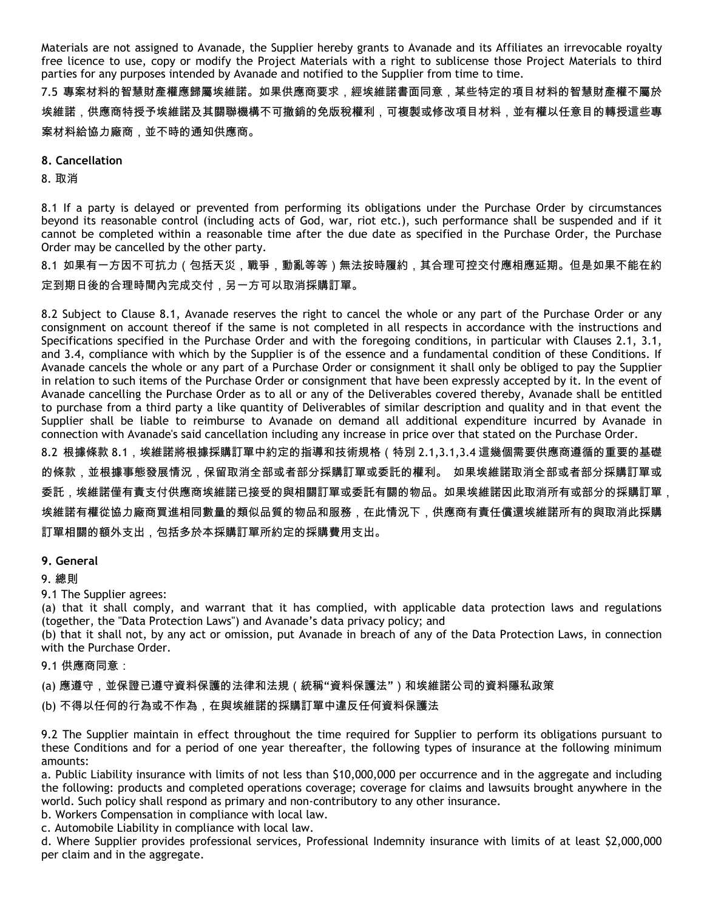Materials are not assigned to Avanade, the Supplier hereby grants to Avanade and its Affiliates an irrevocable royalty free licence to use, copy or modify the Project Materials with a right to sublicense those Project Materials to third parties for any purposes intended by Avanade and notified to the Supplier from time to time.

7.5 專案材料的智慧財產權應歸屬埃維諾。如果供應商要求，經埃維諾書面同意，某些特定的項目材料的智慧財產權不屬於埃維諾，供應商特授予埃維諾及其關聯機構不可撤銷的免版稅權利，可複製或修改項目材料，並有權以任意目的轉授這些專案材料給協力廠商，並不時的通知供應商。

**8. Cancellation**

8. 取消

8.1 If a party is delayed or prevented from performing its obligations under the Purchase Order by circumstances beyond its reasonable control (including acts of God, war, riot etc.), such performance shall be suspended and if it cannot be completed within a reasonable time after the due date as specified in the Purchase Order, the Purchase Order may be cancelled by the other party.

8.1 如果有一方因不可抗力（包括天災，戰爭，動亂等等）無法按時履約，其合理可控交付應相應延期。但是如果不能在約定到期日後的合理時間內完成交付，另一方可以取消採購訂單。

8.2 Subject to Clause 8.1, Avanade reserves the right to cancel the whole or any part of the Purchase Order or any consignment on account thereof if the same is not completed in all respects in accordance with the instructions and Specifications specified in the Purchase Order and with the foregoing conditions, in particular with Clauses 2.1, 3.1, and 3.4, compliance with which by the Supplier is of the essence and a fundamental condition of these Conditions. If Avanade cancels the whole or any part of a Purchase Order or consignment it shall only be obliged to pay the Supplier in relation to such items of the Purchase Order or consignment that have been expressly accepted by it. In the event of Avanade cancelling the Purchase Order as to all or any of the Deliverables covered thereby, Avanade shall be entitled to purchase from a third party a like quantity of Deliverables of similar description and quality and in that event the Supplier shall be liable to reimburse to Avanade on demand all additional expenditure incurred by Avanade in connection with Avanade's said cancellation including any increase in price over that stated on the Purchase Order.

8.2 根據條款 8.1，埃維諾將根據採購訂單中約定的指導和技術規格（特別 2.1,3.1,3.4 這幾個需要供應商遵循的重要的基礎的條款，並根據事態發展情況，保留取消全部或者部分採購訂單或委託的權利。 如果埃維諾取消全部或者部分採購訂單或委託，埃維諾僅有責支付供應商埃維諾已接受的與相關訂單或委託有關的物品。如果埃維諾因此取消所有或部分的採購訂單，埃維諾有權從協力廠商買進相同數量的類似品質的物品和服務，在此情況下，供應商有責任償還埃維諾所有的與取消此採購訂單相關的額外支出，包括多於本採購訂單所約定的採購費用支出。

**9. General**

9. 總則

9.1 The Supplier agrees:

(a) that it shall comply, and warrant that it has complied, with applicable data protection laws and regulations (together, the "Data Protection Laws") and Avanade's data privacy policy; and

(b) that it shall not, by any act or omission, put Avanade in breach of any of the Data Protection Laws, in connection with the Purchase Order.

9.1 供應商同意：

(a) 應遵守，並保證已遵守資料保護的法律和法規（統稱"資料保護法"）和埃維諾公司的資料隱私政策

(b) 不得以任何的行為或不作為，在與埃維諾的採購訂單中違反任何資料保護法

9.2 The Supplier maintain in effect throughout the time required for Supplier to perform its obligations pursuant to these Conditions and for a period of one year thereafter, the following types of insurance at the following minimum amounts:

a. Public Liability insurance with limits of not less than $10,000,000 per occurrence and in the aggregate and including the following: products and completed operations coverage; coverage for claims and lawsuits brought anywhere in the world. Such policy shall respond as primary and non-contributory to any other insurance.

b. Workers Compensation in compliance with local law.

c. Automobile Liability in compliance with local law.

d. Where Supplier provides professional services, Professional Indemnity insurance with limits of at least $2,000,000 per claim and in the aggregate.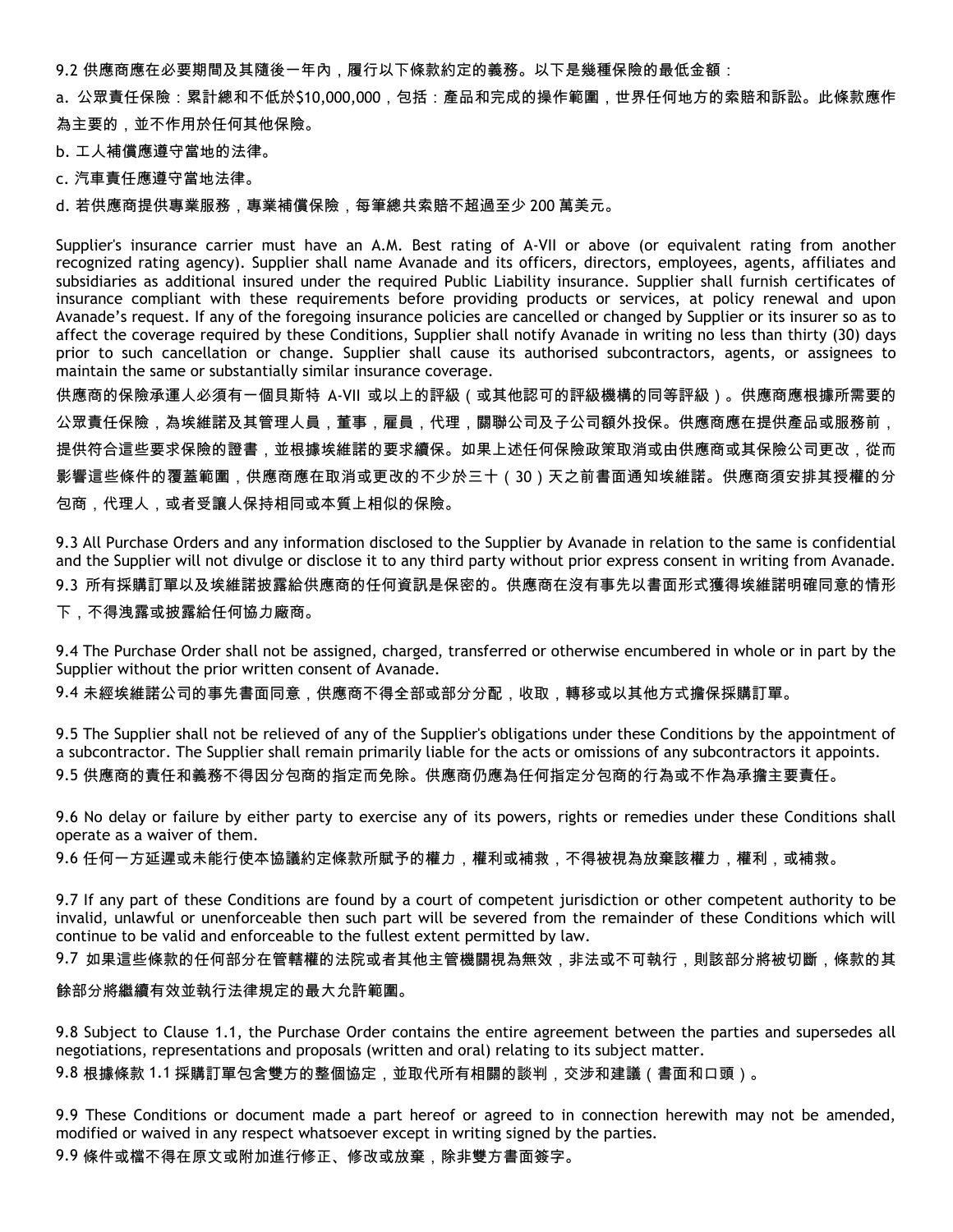9.2 供應商應在必要期間及其隨後一年內，履行以下條款約定的義務。以下是幾種保險的最低金額：

a. 公眾責任保險：累計總和不低於$10,000,000，包括：產品和完成的操作範圍，世界任何地方的索賠和訴訟。此條款應作為主要的，並不作用於任何其他保險。

b. 工人補償應遵守當地的法律。

c. 汽車責任應遵守當地法律。

d. 若供應商提供專業服務，專業補償保險，每筆總共索賠不超過至少 200 萬美元。

Supplier's insurance carrier must have an A.M. Best rating of A-VII or above (or equivalent rating from another recognized rating agency). Supplier shall name Avanade and its officers, directors, employees, agents, affiliates and subsidiaries as additional insured under the required Public Liability insurance. Supplier shall furnish certificates of insurance compliant with these requirements before providing products or services, at policy renewal and upon Avanade's request. If any of the foregoing insurance policies are cancelled or changed by Supplier or its insurer so as to affect the coverage required by these Conditions, Supplier shall notify Avanade in writing no less than thirty (30) days prior to such cancellation or change. Supplier shall cause its authorised subcontractors, agents, or assignees to maintain the same or substantially similar insurance coverage.

供應商的保險承運人必須有一個貝斯特 A-VII 或以上的評級（或其他認可的評級機構的同等評級）。供應商應根據所需要的公眾責任保險，為埃維諾及其管理人員，董事，雇員，代理，關聯公司及子公司額外投保。供應商應在提供產品或服務前，提供符合這些要求保險的證書，並根據埃維諾的要求續保。如果上述任何保險政策取消或由供應商或其保險公司更改，從而影響這些條件的覆蓋範圍，供應商應在取消或更改的不少於三十（30）天之前書面通知埃維諾。供應商須安排其授權的分包商，代理人，或者受讓人保持相同或本質上相似的保險。

9.3 All Purchase Orders and any information disclosed to the Supplier by Avanade in relation to the same is confidential and the Supplier will not divulge or disclose it to any third party without prior express consent in writing from Avanade.

9.3 所有採購訂單以及埃維諾披露給供應商的任何資訊是保密的。供應商在沒有事先以書面形式獲得埃維諾明確同意的情形下，不得洩露或披露給任何協力廠商。

9.4 The Purchase Order shall not be assigned, charged, transferred or otherwise encumbered in whole or in part by the Supplier without the prior written consent of Avanade.

9.4 未經埃維諾公司的事先書面同意，供應商不得全部或部分分配，收取，轉移或以其他方式擔保採購訂單。

9.5 The Supplier shall not be relieved of any of the Supplier's obligations under these Conditions by the appointment of a subcontractor. The Supplier shall remain primarily liable for the acts or omissions of any subcontractors it appoints.

9.5 供應商的責任和義務不得因分包商的指定而免除。供應商仍應為任何指定分包商的行為或不作為承擔主要責任。

9.6 No delay or failure by either party to exercise any of its powers, rights or remedies under these Conditions shall operate as a waiver of them.

9.6 任何一方延遲或未能行使本協議約定條款所賦予的權力，權利或補救，不得被視為放棄該權力，權利，或補救。

9.7 If any part of these Conditions are found by a court of competent jurisdiction or other competent authority to be invalid, unlawful or unenforceable then such part will be severed from the remainder of these Conditions which will continue to be valid and enforceable to the fullest extent permitted by law.

9.7 如果這些條款的任何部分在管轄權的法院或者其他主管機關視為無效，非法或不可執行，則該部分將被切斷，條款的其餘部分將繼續有效並執行法律規定的最大允許範圍。

9.8 Subject to Clause 1.1, the Purchase Order contains the entire agreement between the parties and supersedes all negotiations, representations and proposals (written and oral) relating to its subject matter.

9.8 根據條款 1.1 採購訂單包含雙方的整個協定，並取代所有相關的談判，交涉和建議（書面和口頭）。

9.9 These Conditions or document made a part hereof or agreed to in connection herewith may not be amended, modified or waived in any respect whatsoever except in writing signed by the parties.

9.9 條件或檔不得在原文或附加進行修正、修改或放棄，除非雙方書面簽字。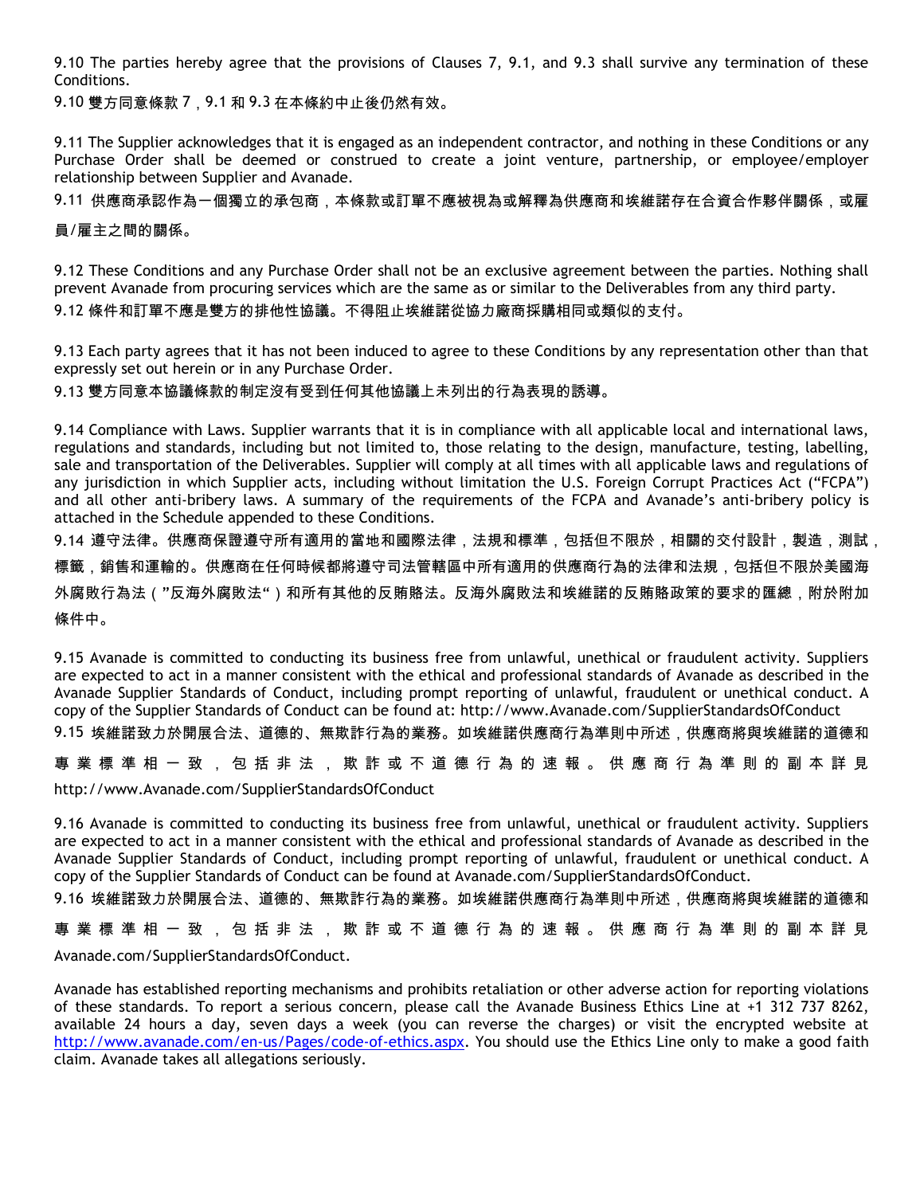9.10 The parties hereby agree that the provisions of Clauses 7, 9.1, and 9.3 shall survive any termination of these Conditions.

9.10 雙方同意條款 7，9.1 和 9.3 在本條約中止後仍然有效。

9.11 The Supplier acknowledges that it is engaged as an independent contractor, and nothing in these Conditions or any Purchase Order shall be deemed or construed to create a joint venture, partnership, or employee/employer relationship between Supplier and Avanade.

9.11 供應商承認作為一個獨立的承包商，本條款或訂單不應被視為或解釋為供應商和埃維諾存在合資合作夥伴關係，或雇員/雇主之間的關係。

9.12 These Conditions and any Purchase Order shall not be an exclusive agreement between the parties. Nothing shall prevent Avanade from procuring services which are the same as or similar to the Deliverables from any third party.

9.12 條件和訂單不應是雙方的排他性協議。不得阻止埃維諾從協力廠商採購相同或類似的支付。

9.13 Each party agrees that it has not been induced to agree to these Conditions by any representation other than that expressly set out herein or in any Purchase Order.

9.13 雙方同意本協議條款的制定沒有受到任何其他協議上未列出的行為表現的誘導。

9.14 Compliance with Laws. Supplier warrants that it is in compliance with all applicable local and international laws, regulations and standards, including but not limited to, those relating to the design, manufacture, testing, labelling, sale and transportation of the Deliverables. Supplier will comply at all times with all applicable laws and regulations of any jurisdiction in which Supplier acts, including without limitation the U.S. Foreign Corrupt Practices Act ("FCPA") and all other anti-bribery laws. A summary of the requirements of the FCPA and Avanade's anti-bribery policy is attached in the Schedule appended to these Conditions.

9.14 遵守法律。供應商保證遵守所有適用的當地和國際法律，法規和標準，包括但不限於，相關的交付設計，製造，測試，標籤，銷售和運輸的。供應商在任何時候都將遵守司法管轄區中所有適用的供應商行為的法律和法規，包括但不限於美國海外腐敗行為法（"反海外腐敗法"）和所有其他的反賄賂法。反海外腐敗法和埃維諾的反賄賂政策的要求的匯總，附於附加條件中。

9.15 Avanade is committed to conducting its business free from unlawful, unethical or fraudulent activity. Suppliers are expected to act in a manner consistent with the ethical and professional standards of Avanade as described in the Avanade Supplier Standards of Conduct, including prompt reporting of unlawful, fraudulent or unethical conduct. A copy of the Supplier Standards of Conduct can be found at: http://www.Avanade.com/SupplierStandardsOfConduct

9.15 埃維諾致力於開展合法、道德的、無欺詐行為的業務。如埃維諾供應商行為準則中所述，供應商將與埃維諾的道德和專業標準相一致，包括非法，欺詐或不道德行為的速報。供應商行為準則的副本詳見 http://www.Avanade.com/SupplierStandardsOfConduct

9.16 Avanade is committed to conducting its business free from unlawful, unethical or fraudulent activity. Suppliers are expected to act in a manner consistent with the ethical and professional standards of Avanade as described in the Avanade Supplier Standards of Conduct, including prompt reporting of unlawful, fraudulent or unethical conduct. A copy of the Supplier Standards of Conduct can be found at Avanade.com/SupplierStandardsOfConduct.

9.16 埃維諾致力於開展合法、道德的、無欺詐行為的業務。如埃維諾供應商行為準則中所述，供應商將與埃維諾的道德和專業標準相一致，包括非法，欺詐或不道德行為的速報。供應商行為準則的副本詳見 Avanade.com/SupplierStandardsOfConduct.

Avanade has established reporting mechanisms and prohibits retaliation or other adverse action for reporting violations of these standards. To report a serious concern, please call the Avanade Business Ethics Line at +1 312 737 8262, available 24 hours a day, seven days a week (you can reverse the charges) or visit the encrypted website at http://www.avanade.com/en-us/Pages/code-of-ethics.aspx. You should use the Ethics Line only to make a good faith claim. Avanade takes all allegations seriously.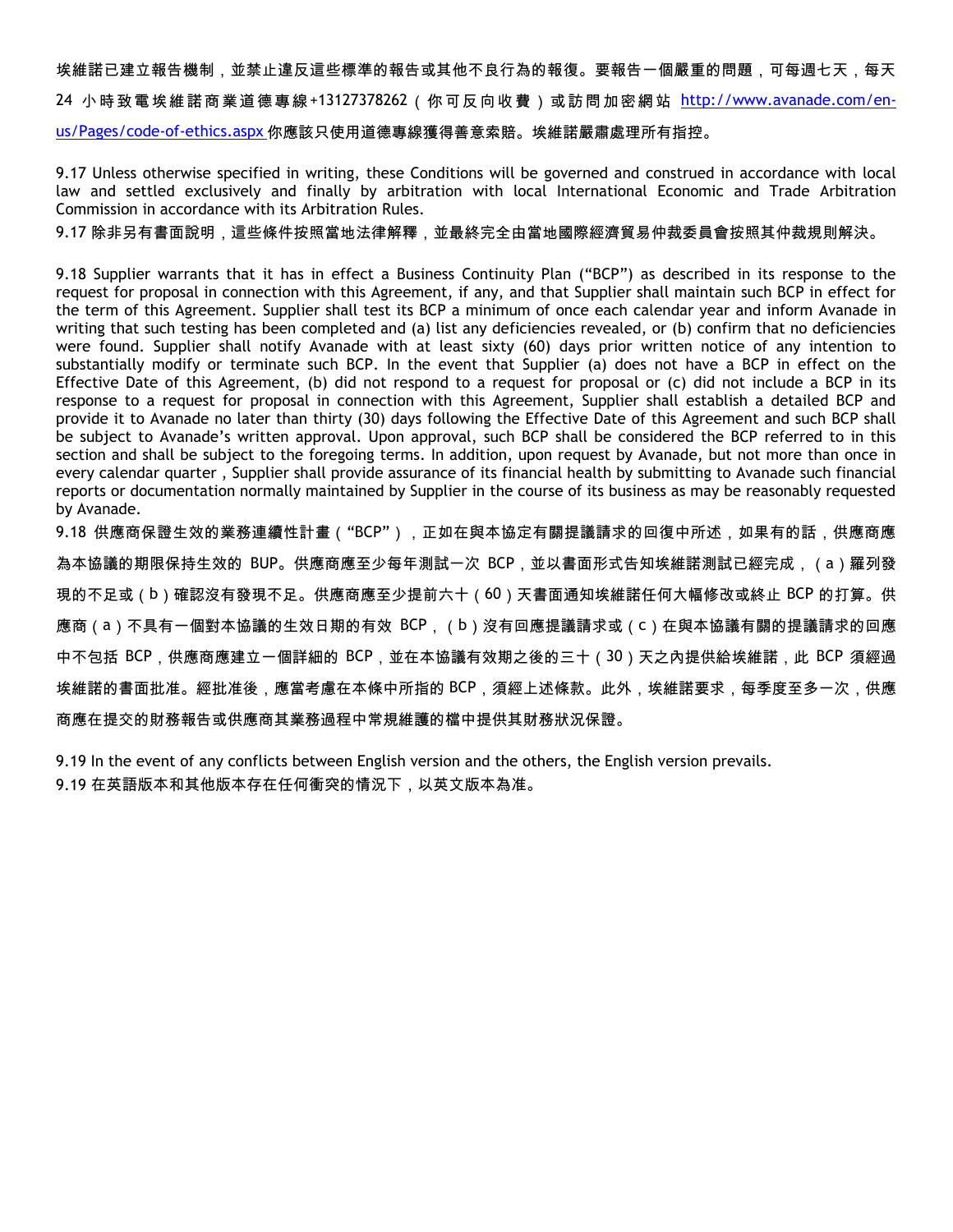埃維諾已建立報告機制，並禁止違反這些標準的報告或其他不良行為的報復。要報告一個嚴重的問題，可每週七天，每天 24 小時致電埃維諾商業道德專線+13127378262（你可反向收費）或訪問加密網站 [http://www.avanade.com/en-us/Pages/code-of-ethics.aspx](http://www.avanade.com/en-us/Pages/code-of-ethics.aspx) 你應該只使用道德專線獲得善意索賠。埃維諾嚴肅處理所有指控。

9.17 Unless otherwise specified in writing, these Conditions will be governed and construed in accordance with local law and settled exclusively and finally by arbitration with local International Economic and Trade Arbitration Commission in accordance with its Arbitration Rules.

9.17 除非另有書面說明，這些條件按照當地法律解釋，並最終完全由當地國際經濟貿易仲裁委員會按照其仲裁規則解決。

9.18 Supplier warrants that it has in effect a Business Continuity Plan ("BCP") as described in its response to the request for proposal in connection with this Agreement, if any, and that Supplier shall maintain such BCP in effect for the term of this Agreement. Supplier shall test its BCP a minimum of once each calendar year and inform Avanade in writing that such testing has been completed and (a) list any deficiencies revealed, or (b) confirm that no deficiencies were found. Supplier shall notify Avanade with at least sixty (60) days prior written notice of any intention to substantially modify or terminate such BCP. In the event that Supplier (a) does not have a BCP in effect on the Effective Date of this Agreement, (b) did not respond to a request for proposal or (c) did not include a BCP in its response to a request for proposal in connection with this Agreement, Supplier shall establish a detailed BCP and provide it to Avanade no later than thirty (30) days following the Effective Date of this Agreement and such BCP shall be subject to Avanade's written approval. Upon approval, such BCP shall be considered the BCP referred to in this section and shall be subject to the foregoing terms. In addition, upon request by Avanade, but not more than once in every calendar quarter , Supplier shall provide assurance of its financial health by submitting to Avanade such financial reports or documentation normally maintained by Supplier in the course of its business as may be reasonably requested by Avanade.

9.18 供應商保證生效的業務連續性計畫（"BCP"），正如在與本協定有關提議請求的回復中所述，如果有的話，供應商應為本協議的期限保持生效的 BUP。供應商應至少每年測試一次 BCP，並以書面形式告知埃維諾測試已經完成，（a）羅列發現的不足或（b）確認沒有發現不足。供應商應至少提前六十（60）天書面通知埃維諾任何大幅修改或終止 BCP 的打算。供應商（a）不具有一個對本協議的生效日期的有效 BCP，（b）沒有回應提議請求或（c）在與本協議有關的提議請求的回應中不包括 BCP，供應商應建立一個詳細的 BCP，並在本協議有效期之後的三十（30）天之內提供給埃維諾，此 BCP 須經過埃維諾的書面批准。經批准後，應當考慮在本條中所指的 BCP，須經上述條款。此外，埃維諾要求，每季度至多一次，供應商應在提交的財務報告或供應商其業務過程中常規維護的檔中提供其財務狀況保證。

9.19 In the event of any conflicts between English version and the others, the English version prevails.

9.19 在英語版本和其他版本存在任何衝突的情況下，以英文版本為准。